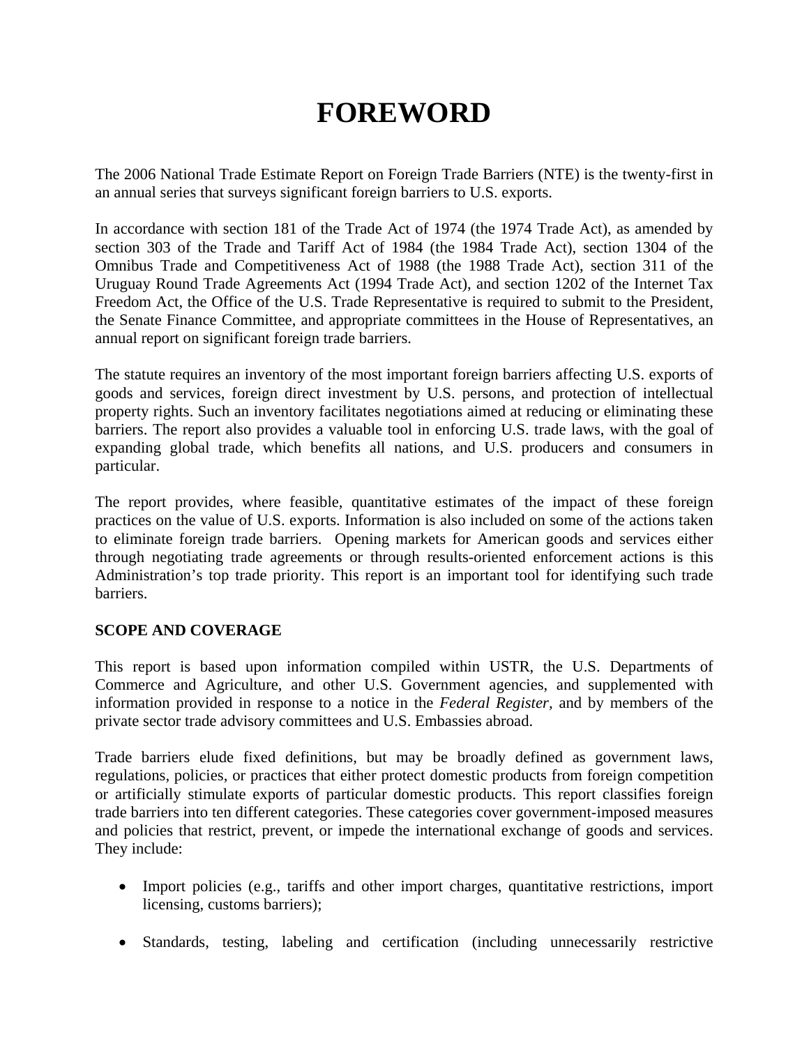# FOREWORD

The 2006 National Trade Estimate Report on Foreign Trade Barriers (NTE) is the twenty-first in an annual series that surveys significant foreign barriers to U.S. exports.

In accordance with section 181 of the Trade Act of 1974 (the 1974 Trade Act), as amended by section 303 of the Trade and Tariff Act of 1984 (the 1984 Trade Act), section 1304 of the Omnibus Trade and Competitiveness Act of 1988 (the 1988 Trade Act), section 311 of the Uruguay Round Trade Agreements Act (1994 Trade Act), and section 1202 of the Internet Tax Freedom Act, the Office of the U.S. Trade Representative is required to submit to the President, the Senate Finance Committee, and appropriate committees in the House of Representatives, an annual report on significant foreign trade barriers.

The statute requires an inventory of the most important foreign barriers affecting U.S. exports of goods and services, foreign direct investment by U.S. persons, and protection of intellectual property rights. Such an inventory facilitates negotiations aimed at reducing or eliminating these barriers. The report also provides a valuable tool in enforcing U.S. trade laws, with the goal of expanding global trade, which benefits all nations, and U.S. producers and consumers in particular.

The report provides, where feasible, quantitative estimates of the impact of these foreign practices on the value of U.S. exports. Information is also included on some of the actions taken to eliminate foreign trade barriers. Opening markets for American goods and services either through negotiating trade agreements or through results-oriented enforcement actions is this Administration's top trade priority. This report is an important tool for identifying such trade barriers.

**SCOPE AND COVERAGE**

This report is based upon information compiled within USTR, the U.S. Departments of Commerce and Agriculture, and other U.S. Government agencies, and supplemented with information provided in response to a notice in the *Federal Register*, and by members of the private sector trade advisory committees and U.S. Embassies abroad.

Trade barriers elude fixed definitions, but may be broadly defined as government laws, regulations, policies, or practices that either protect domestic products from foreign competition or artificially stimulate exports of particular domestic products. This report classifies foreign trade barriers into ten different categories. These categories cover government-imposed measures and policies that restrict, prevent, or impede the international exchange of goods and services. They include:

- Import policies (e.g., tariffs and other import charges, quantitative restrictions, import licensing, customs barriers);

- Standards, testing, labeling and certification (including unnecessarily restrictive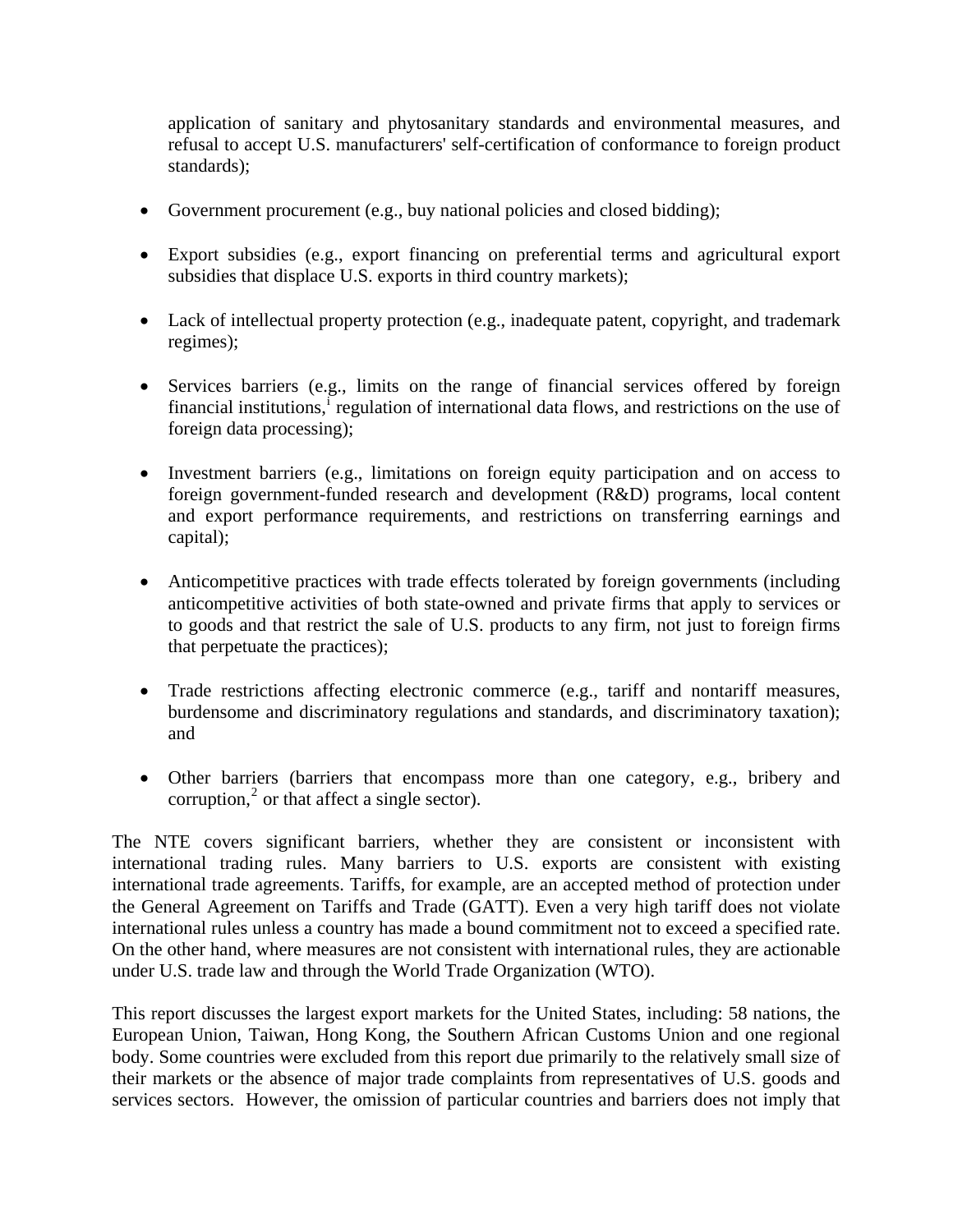application of sanitary and phytosanitary standards and environmental measures, and refusal to accept U.S. manufacturers' self-certification of conformance to foreign product standards);

- Government procurement (e.g., buy national policies and closed bidding);

- Export subsidies (e.g., export financing on preferential terms and agricultural export subsidies that displace U.S. exports in third country markets);

- Lack of intellectual property protection (e.g., inadequate patent, copyright, and trademark regimes);

- Services barriers (e.g., limits on the range of financial services offered by foreign financial institutions,[i] regulation of international data flows, and restrictions on the use of foreign data processing);

- Investment barriers (e.g., limitations on foreign equity participation and on access to foreign government-funded research and development (R&D) programs, local content and export performance requirements, and restrictions on transferring earnings and capital);

- Anticompetitive practices with trade effects tolerated by foreign governments (including anticompetitive activities of both state-owned and private firms that apply to services or to goods and that restrict the sale of U.S. products to any firm, not just to foreign firms that perpetuate the practices);

- Trade restrictions affecting electronic commerce (e.g., tariff and nontariff measures, burdensome and discriminatory regulations and standards, and discriminatory taxation); and

- Other barriers (barriers that encompass more than one category, e.g., bribery and corruption,[2] or that affect a single sector).

The NTE covers significant barriers, whether they are consistent or inconsistent with international trading rules. Many barriers to U.S. exports are consistent with existing international trade agreements. Tariffs, for example, are an accepted method of protection under the General Agreement on Tariffs and Trade (GATT). Even a very high tariff does not violate international rules unless a country has made a bound commitment not to exceed a specified rate. On the other hand, where measures are not consistent with international rules, they are actionable under U.S. trade law and through the World Trade Organization (WTO).

This report discusses the largest export markets for the United States, including: 58 nations, the European Union, Taiwan, Hong Kong, the Southern African Customs Union and one regional body. Some countries were excluded from this report due primarily to the relatively small size of their markets or the absence of major trade complaints from representatives of U.S. goods and services sectors. However, the omission of particular countries and barriers does not imply that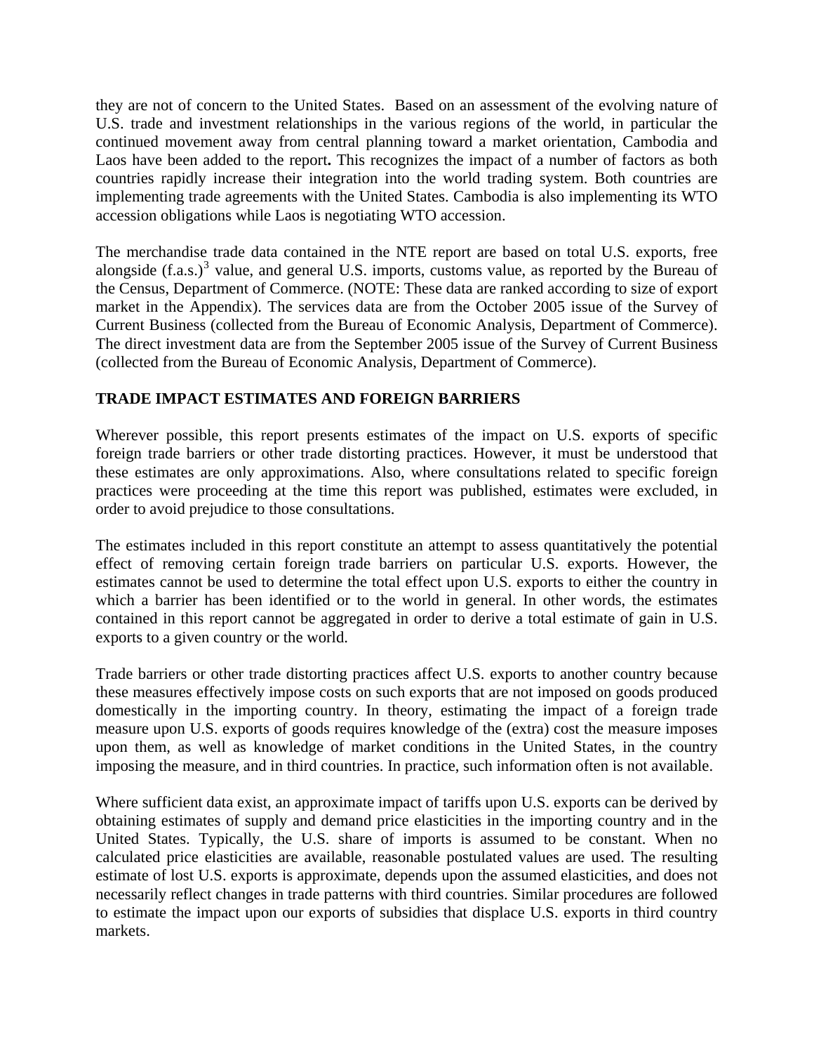they are not of concern to the United States. Based on an assessment of the evolving nature of U.S. trade and investment relationships in the various regions of the world, in particular the continued movement away from central planning toward a market orientation, Cambodia and Laos have been added to the report**.** This recognizes the impact of a number of factors as both countries rapidly increase their integration into the world trading system. Both countries are implementing trade agreements with the United States. Cambodia is also implementing its WTO accession obligations while Laos is negotiating WTO accession.

The merchandise trade data contained in the NTE report are based on total U.S. exports, free alongside (f.a.s.)[3] value, and general U.S. imports, customs value, as reported by the Bureau of the Census, Department of Commerce. (NOTE: These data are ranked according to size of export market in the Appendix). The services data are from the October 2005 issue of the Survey of Current Business (collected from the Bureau of Economic Analysis, Department of Commerce). The direct investment data are from the September 2005 issue of the Survey of Current Business (collected from the Bureau of Economic Analysis, Department of Commerce).

## TRADE IMPACT ESTIMATES AND FOREIGN BARRIERS

Wherever possible, this report presents estimates of the impact on U.S. exports of specific foreign trade barriers or other trade distorting practices. However, it must be understood that these estimates are only approximations. Also, where consultations related to specific foreign practices were proceeding at the time this report was published, estimates were excluded, in order to avoid prejudice to those consultations.

The estimates included in this report constitute an attempt to assess quantitatively the potential effect of removing certain foreign trade barriers on particular U.S. exports. However, the estimates cannot be used to determine the total effect upon U.S. exports to either the country in which a barrier has been identified or to the world in general. In other words, the estimates contained in this report cannot be aggregated in order to derive a total estimate of gain in U.S. exports to a given country or the world.

Trade barriers or other trade distorting practices affect U.S. exports to another country because these measures effectively impose costs on such exports that are not imposed on goods produced domestically in the importing country. In theory, estimating the impact of a foreign trade measure upon U.S. exports of goods requires knowledge of the (extra) cost the measure imposes upon them, as well as knowledge of market conditions in the United States, in the country imposing the measure, and in third countries. In practice, such information often is not available.

Where sufficient data exist, an approximate impact of tariffs upon U.S. exports can be derived by obtaining estimates of supply and demand price elasticities in the importing country and in the United States. Typically, the U.S. share of imports is assumed to be constant. When no calculated price elasticities are available, reasonable postulated values are used. The resulting estimate of lost U.S. exports is approximate, depends upon the assumed elasticities, and does not necessarily reflect changes in trade patterns with third countries. Similar procedures are followed to estimate the impact upon our exports of subsidies that displace U.S. exports in third country markets.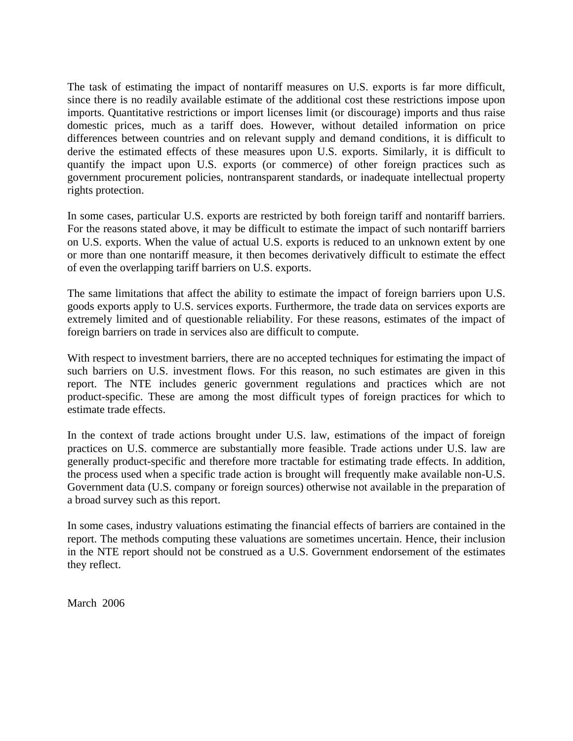The task of estimating the impact of nontariff measures on U.S. exports is far more difficult, since there is no readily available estimate of the additional cost these restrictions impose upon imports. Quantitative restrictions or import licenses limit (or discourage) imports and thus raise domestic prices, much as a tariff does. However, without detailed information on price differences between countries and on relevant supply and demand conditions, it is difficult to derive the estimated effects of these measures upon U.S. exports. Similarly, it is difficult to quantify the impact upon U.S. exports (or commerce) of other foreign practices such as government procurement policies, nontransparent standards, or inadequate intellectual property rights protection.

In some cases, particular U.S. exports are restricted by both foreign tariff and nontariff barriers. For the reasons stated above, it may be difficult to estimate the impact of such nontariff barriers on U.S. exports. When the value of actual U.S. exports is reduced to an unknown extent by one or more than one nontariff measure, it then becomes derivatively difficult to estimate the effect of even the overlapping tariff barriers on U.S. exports.

The same limitations that affect the ability to estimate the impact of foreign barriers upon U.S. goods exports apply to U.S. services exports. Furthermore, the trade data on services exports are extremely limited and of questionable reliability. For these reasons, estimates of the impact of foreign barriers on trade in services also are difficult to compute.

With respect to investment barriers, there are no accepted techniques for estimating the impact of such barriers on U.S. investment flows. For this reason, no such estimates are given in this report. The NTE includes generic government regulations and practices which are not product-specific. These are among the most difficult types of foreign practices for which to estimate trade effects.

In the context of trade actions brought under U.S. law, estimations of the impact of foreign practices on U.S. commerce are substantially more feasible. Trade actions under U.S. law are generally product-specific and therefore more tractable for estimating trade effects. In addition, the process used when a specific trade action is brought will frequently make available non-U.S. Government data (U.S. company or foreign sources) otherwise not available in the preparation of a broad survey such as this report.

In some cases, industry valuations estimating the financial effects of barriers are contained in the report. The methods computing these valuations are sometimes uncertain. Hence, their inclusion in the NTE report should not be construed as a U.S. Government endorsement of the estimates they reflect.

March 2006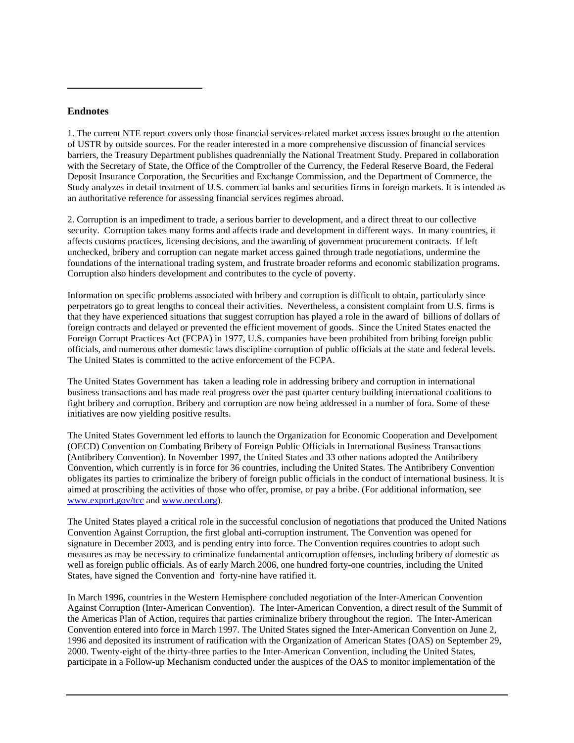## Endnotes

1. The current NTE report covers only those financial services-related market access issues brought to the attention of USTR by outside sources. For the reader interested in a more comprehensive discussion of financial services barriers, the Treasury Department publishes quadrennially the National Treatment Study. Prepared in collaboration with the Secretary of State, the Office of the Comptroller of the Currency, the Federal Reserve Board, the Federal Deposit Insurance Corporation, the Securities and Exchange Commission, and the Department of Commerce, the Study analyzes in detail treatment of U.S. commercial banks and securities firms in foreign markets. It is intended as an authoritative reference for assessing financial services regimes abroad.

2. Corruption is an impediment to trade, a serious barrier to development, and a direct threat to our collective security. Corruption takes many forms and affects trade and development in different ways. In many countries, it affects customs practices, licensing decisions, and the awarding of government procurement contracts. If left unchecked, bribery and corruption can negate market access gained through trade negotiations, undermine the foundations of the international trading system, and frustrate broader reforms and economic stabilization programs. Corruption also hinders development and contributes to the cycle of poverty.

Information on specific problems associated with bribery and corruption is difficult to obtain, particularly since perpetrators go to great lengths to conceal their activities. Nevertheless, a consistent complaint from U.S. firms is that they have experienced situations that suggest corruption has played a role in the award of billions of dollars of foreign contracts and delayed or prevented the efficient movement of goods. Since the United States enacted the Foreign Corrupt Practices Act (FCPA) in 1977, U.S. companies have been prohibited from bribing foreign public officials, and numerous other domestic laws discipline corruption of public officials at the state and federal levels. The United States is committed to the active enforcement of the FCPA.

The United States Government has taken a leading role in addressing bribery and corruption in international business transactions and has made real progress over the past quarter century building international coalitions to fight bribery and corruption. Bribery and corruption are now being addressed in a number of fora. Some of these initiatives are now yielding positive results.

The United States Government led efforts to launch the Organization for Economic Cooperation and Develpoment (OECD) Convention on Combating Bribery of Foreign Public Officials in International Business Transactions (Antibribery Convention). In November 1997, the United States and 33 other nations adopted the Antibribery Convention, which currently is in force for 36 countries, including the United States. The Antibribery Convention obligates its parties to criminalize the bribery of foreign public officials in the conduct of international business. It is aimed at proscribing the activities of those who offer, promise, or pay a bribe. (For additional information, see www.export.gov/tcc and www.oecd.org).

The United States played a critical role in the successful conclusion of negotiations that produced the United Nations Convention Against Corruption, the first global anti-corruption instrument. The Convention was opened for signature in December 2003, and is pending entry into force. The Convention requires countries to adopt such measures as may be necessary to criminalize fundamental anticorruption offenses, including bribery of domestic as well as foreign public officials. As of early March 2006, one hundred forty-one countries, including the United States, have signed the Convention and forty-nine have ratified it.

In March 1996, countries in the Western Hemisphere concluded negotiation of the Inter-American Convention Against Corruption (Inter-American Convention). The Inter-American Convention, a direct result of the Summit of the Americas Plan of Action, requires that parties criminalize bribery throughout the region. The Inter-American Convention entered into force in March 1997. The United States signed the Inter-American Convention on June 2, 1996 and deposited its instrument of ratification with the Organization of American States (OAS) on September 29, 2000. Twenty-eight of the thirty-three parties to the Inter-American Convention, including the United States, participate in a Follow-up Mechanism conducted under the auspices of the OAS to monitor implementation of the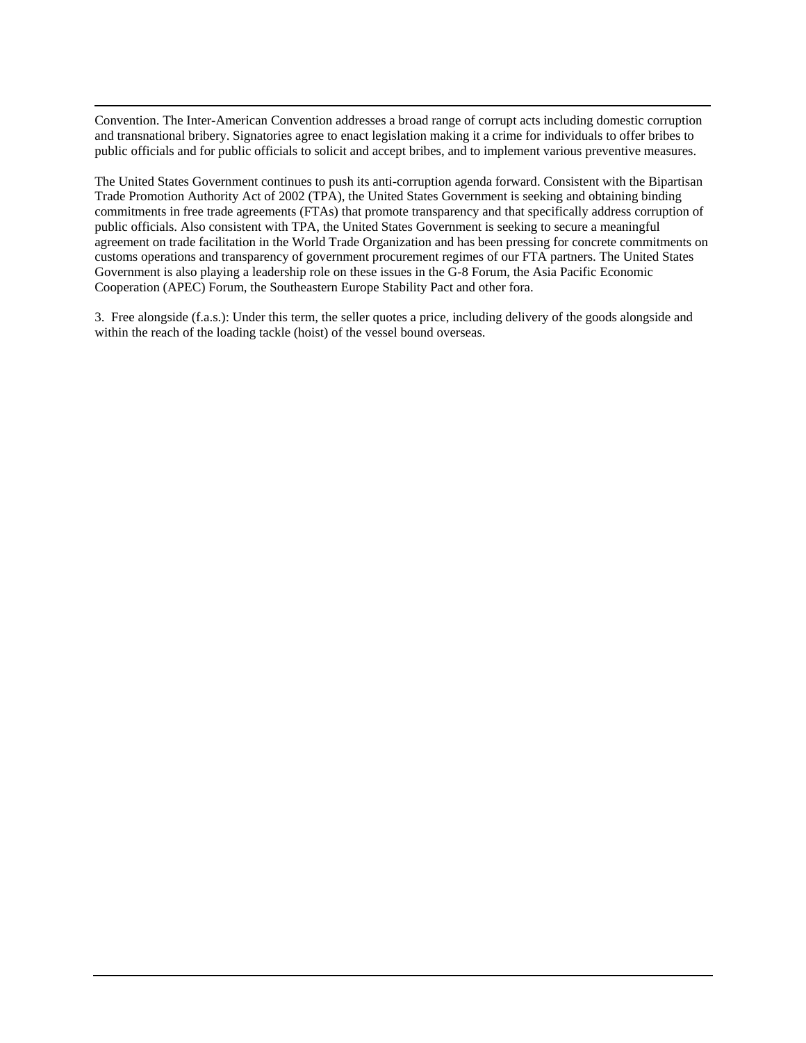Convention. The Inter-American Convention addresses a broad range of corrupt acts including domestic corruption and transnational bribery. Signatories agree to enact legislation making it a crime for individuals to offer bribes to public officials and for public officials to solicit and accept bribes, and to implement various preventive measures.

The United States Government continues to push its anti-corruption agenda forward. Consistent with the Bipartisan Trade Promotion Authority Act of 2002 (TPA), the United States Government is seeking and obtaining binding commitments in free trade agreements (FTAs) that promote transparency and that specifically address corruption of public officials. Also consistent with TPA, the United States Government is seeking to secure a meaningful agreement on trade facilitation in the World Trade Organization and has been pressing for concrete commitments on customs operations and transparency of government procurement regimes of our FTA partners. The United States Government is also playing a leadership role on these issues in the G-8 Forum, the Asia Pacific Economic Cooperation (APEC) Forum, the Southeastern Europe Stability Pact and other fora.

3. Free alongside (f.a.s.): Under this term, the seller quotes a price, including delivery of the goods alongside and within the reach of the loading tackle (hoist) of the vessel bound overseas.